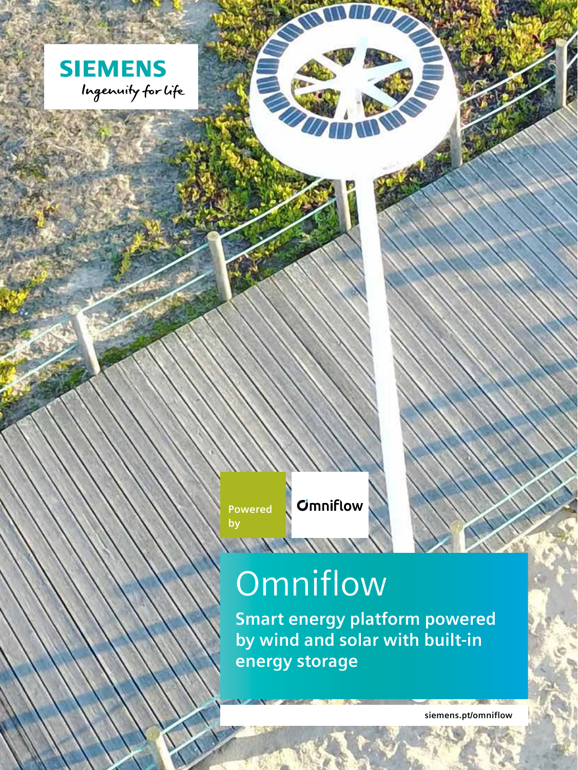SIEMENS

Ingenuity for life

Powered by

Omniflow

# Omniflow

**Smart energy platform powered by wind and solar with built-in energy storage**

siemens.pt/omniflow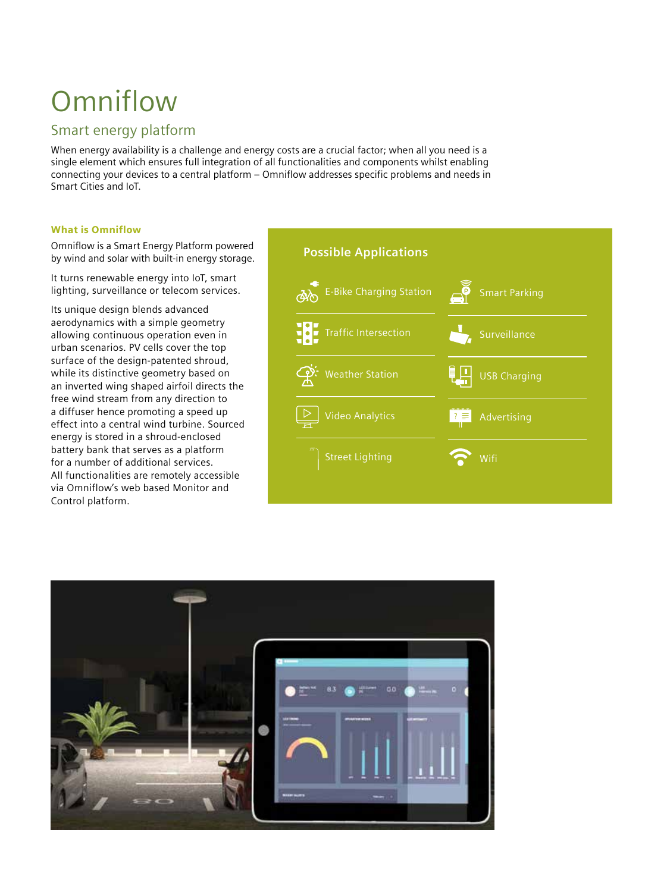# Omniflow

## Smart energy platform

When energy availability is a challenge and energy costs are a crucial factor; when all you need is a single element which ensures full integration of all functionalities and components whilst enabling connecting your devices to a central platform – Omniflow addresses specific problems and needs in Smart Cities and IoT.

### What is Omniflow

Omniflow is a Smart Energy Platform powered by wind and solar with built-in energy storage.

It turns renewable energy into IoT, smart lighting, surveillance or telecom services.

Its unique design blends advanced aerodynamics with a simple geometry allowing continuous operation even in urban scenarios. PV cells cover the top surface of the design-patented shroud, while its distinctive geometry based on an inverted wing shaped airfoil directs the free wind stream from any direction to a diffuser hence promoting a speed up effect into a central wind turbine. Sourced energy is stored in a shroud-enclosed battery bank that serves as a platform for a number of additional services. All functionalities are remotely accessible via Omniflow's web based Monitor and Control platform.

### Possible Applications

- E-Bike Charging Station
- Smart Parking
- Traffic Intersection
- Surveillance
- Weather Station
- USB Charging
- Video Analytics
- Advertising
- Street Lighting
- Wifi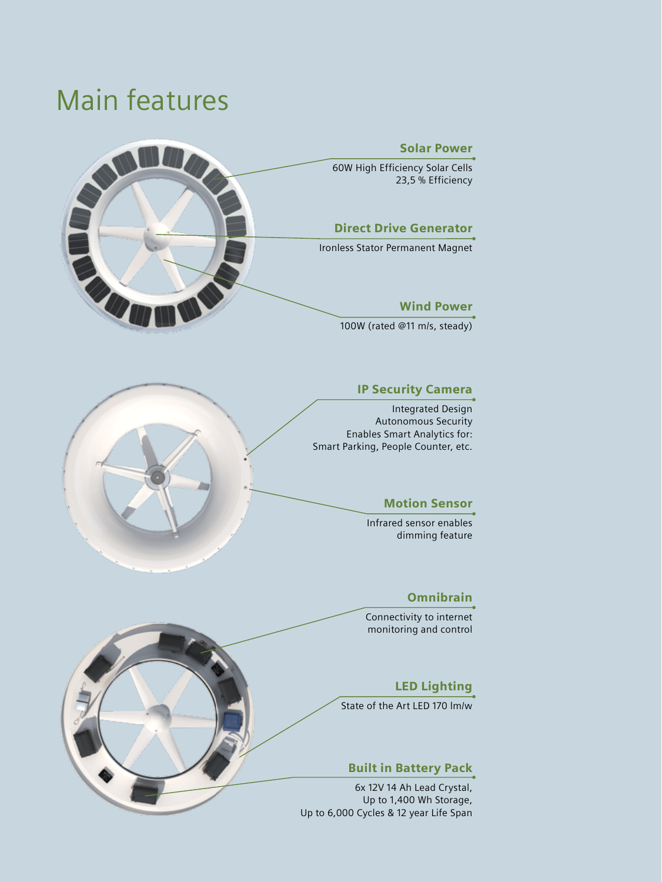# Main features

### Solar Power

60W High Efficiency Solar Cells
23,5 % Efficiency

### Direct Drive Generator

Ironless Stator Permanent Magnet

### Wind Power

100W (rated @11 m/s, steady)

### IP Security Camera

Integrated Design
Autonomous Security
Enables Smart Analytics for:
Smart Parking, People Counter, etc.

### Motion Sensor

Infrared sensor enables
dimming feature

### Omnibrain

Connectivity to internet
monitoring and control

### LED Lighting

State of the Art LED 170 lm/w

### Built in Battery Pack

6x 12V 14 Ah Lead Crystal,
Up to 1,400 Wh Storage,
Up to 6,000 Cycles & 12 year Life Span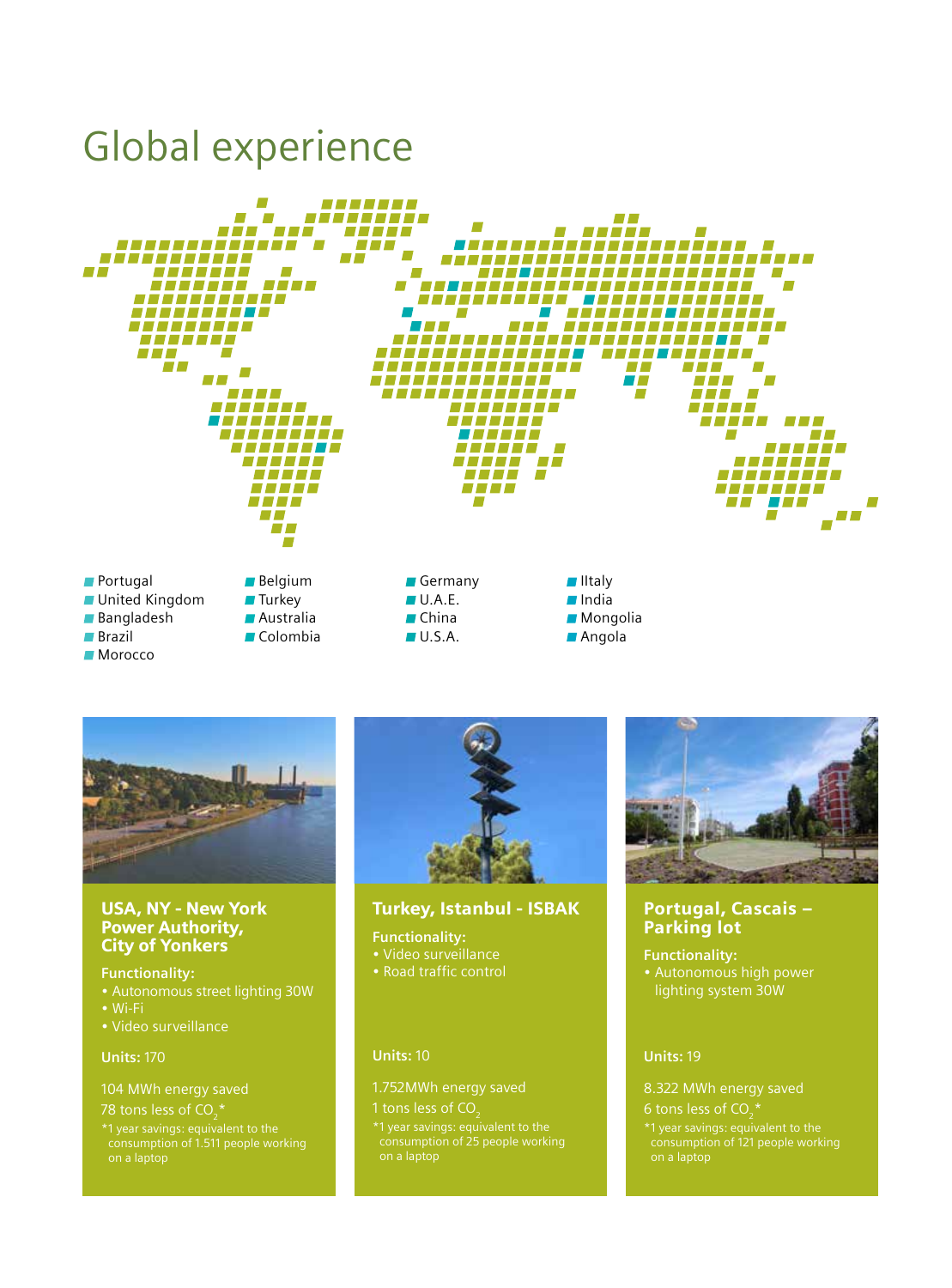# Global experience

- Portugal
- United Kingdom
- Bangladesh
- Brazil
- Morocco
- Belgium
- Turkey
- Australia
- Colombia
- Germany
- U.A.E.
- China
- U.S.A.
- IItaly
- India
- Mongolia
- Angola

## USA, NY - New York Power Authority, City of Yonkers

**Functionality:**
- Autonomous street lighting 30W
- Wi-Fi
- Video surveillance

**Units:** 170

104 MWh energy saved

78 tons less of $CO_2$*

*1 year savings: equivalent to the consumption of 1.511 people working on a laptop

## Turkey, Istanbul - ISBAK

**Functionality:**
- Video surveillance
- Road traffic control

**Units:** 10

1.752MWh energy saved

1 tons less of $CO_2$

*1 year savings: equivalent to the consumption of 25 people working on a laptop

## Portugal, Cascais – Parking lot

**Functionality:**
- Autonomous high power lighting system 30W

**Units:** 19

8.322 MWh energy saved

6 tons less of $CO_2$*

*1 year savings: equivalent to the consumption of 121 people working on a laptop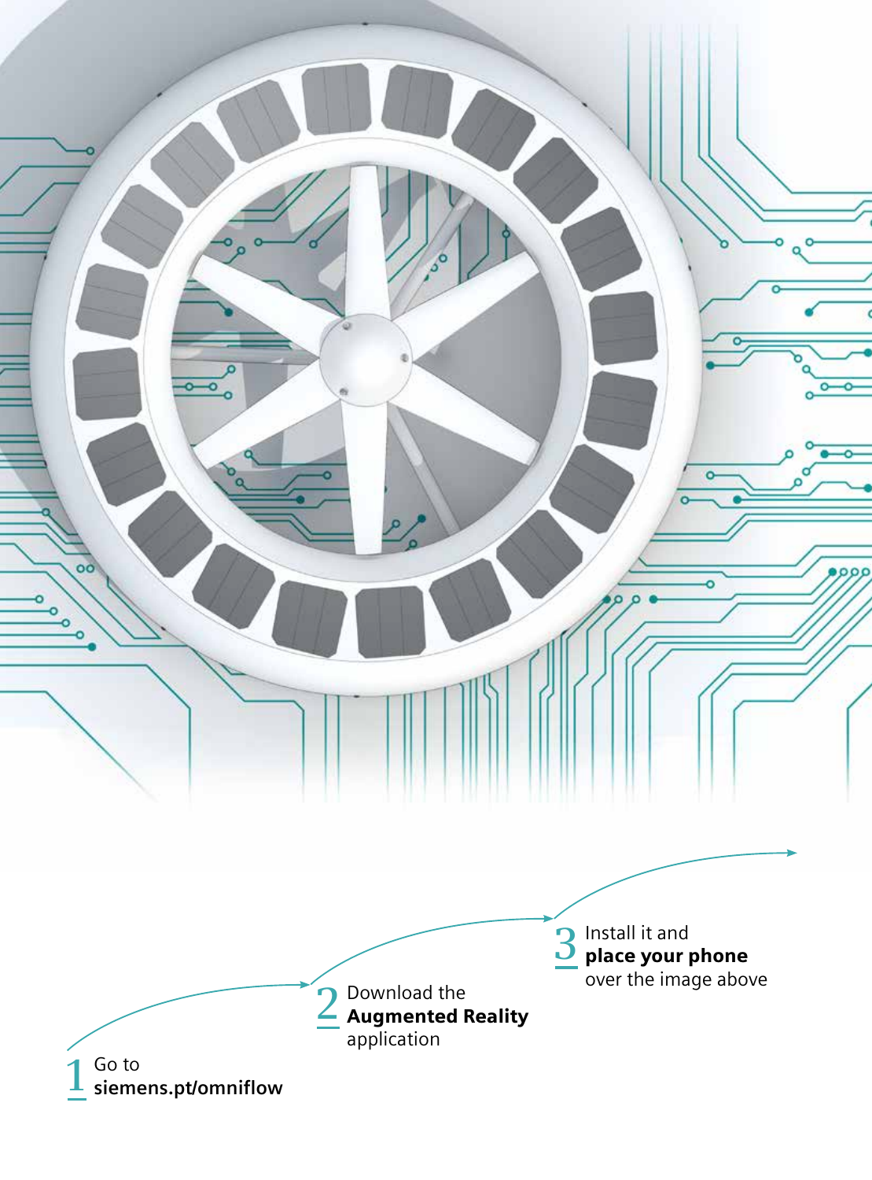1 Go to **siemens.pt/omniflow**

2 Download the **Augmented Reality** application

3 Install it and **place your phone** over the image above